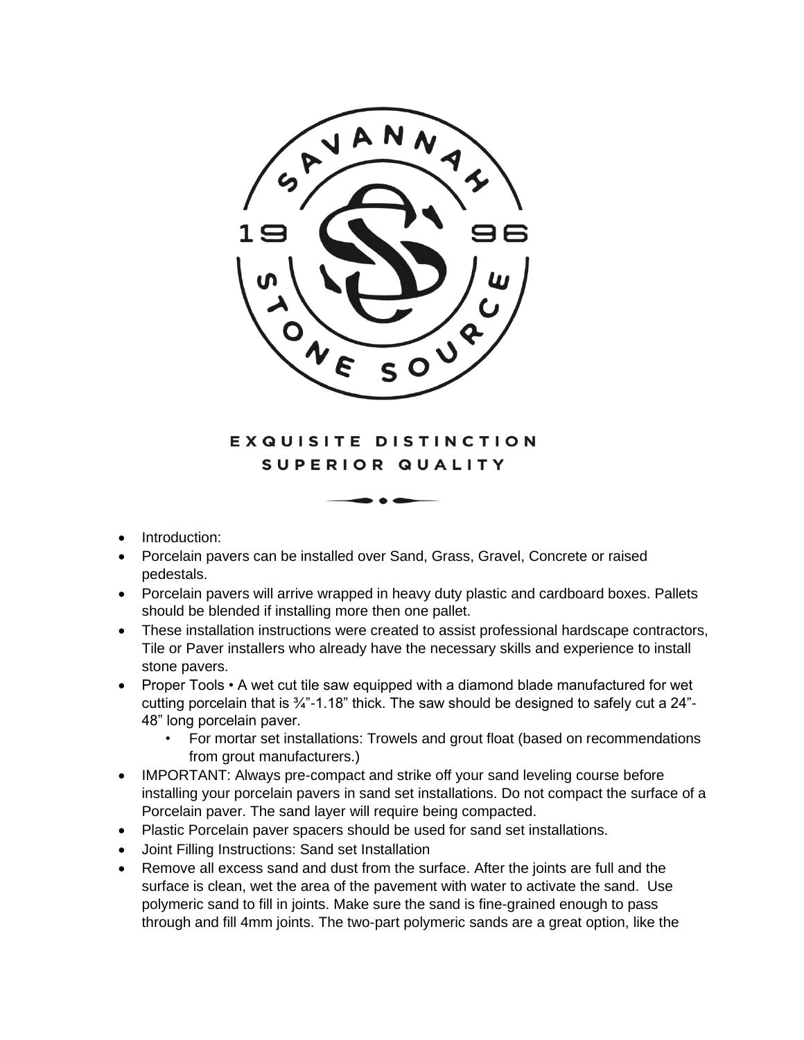SAVANNAH STONE SOURCE

1996

EXQUISITE DISTINCTION
SUPERIOR QUALITY

- Introduction:
- Porcelain pavers can be installed over Sand, Grass, Gravel, Concrete or raised pedestals.
- Porcelain pavers will arrive wrapped in heavy duty plastic and cardboard boxes. Pallets should be blended if installing more then one pallet.
- These installation instructions were created to assist professional hardscape contractors, Tile or Paver installers who already have the necessary skills and experience to install stone pavers.
- Proper Tools • A wet cut tile saw equipped with a diamond blade manufactured for wet cutting porcelain that is ¾"-1.18" thick. The saw should be designed to safely cut a 24"-48" long porcelain paver.
  - For mortar set installations: Trowels and grout float (based on recommendations from grout manufacturers.)
- IMPORTANT: Always pre-compact and strike off your sand leveling course before installing your porcelain pavers in sand set installations. Do not compact the surface of a Porcelain paver. The sand layer will require being compacted.
- Plastic Porcelain paver spacers should be used for sand set installations.
- Joint Filling Instructions: Sand set Installation
- Remove all excess sand and dust from the surface. After the joints are full and the surface is clean, wet the area of the pavement with water to activate the sand. Use polymeric sand to fill in joints. Make sure the sand is fine-grained enough to pass through and fill 4mm joints. The two-part polymeric sands are a great option, like the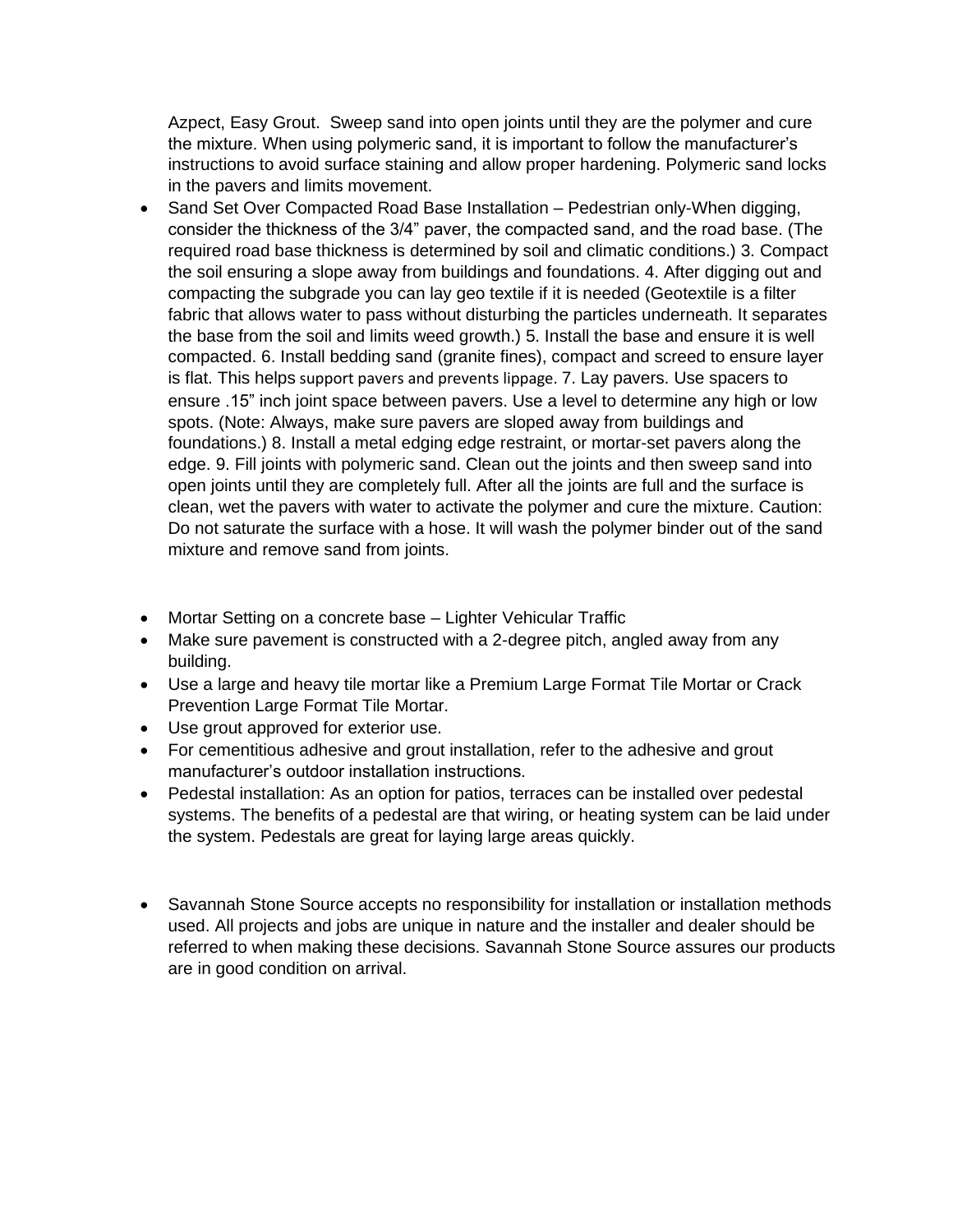Azpect, Easy Grout. Sweep sand into open joints until they are the polymer and cure the mixture. When using polymeric sand, it is important to follow the manufacturer's instructions to avoid surface staining and allow proper hardening. Polymeric sand locks in the pavers and limits movement.

- Sand Set Over Compacted Road Base Installation – Pedestrian only-When digging, consider the thickness of the 3/4" paver, the compacted sand, and the road base. (The required road base thickness is determined by soil and climatic conditions.) 3. Compact the soil ensuring a slope away from buildings and foundations. 4. After digging out and compacting the subgrade you can lay geo textile if it is needed (Geotextile is a filter fabric that allows water to pass without disturbing the particles underneath. It separates the base from the soil and limits weed growth.) 5. Install the base and ensure it is well compacted. 6. Install bedding sand (granite fines), compact and screed to ensure layer is flat. This helps support pavers and prevents lippage. 7. Lay pavers. Use spacers to ensure .15" inch joint space between pavers. Use a level to determine any high or low spots. (Note: Always, make sure pavers are sloped away from buildings and foundations.) 8. Install a metal edging edge restraint, or mortar-set pavers along the edge. 9. Fill joints with polymeric sand. Clean out the joints and then sweep sand into open joints until they are completely full. After all the joints are full and the surface is clean, wet the pavers with water to activate the polymer and cure the mixture. Caution: Do not saturate the surface with a hose. It will wash the polymer binder out of the sand mixture and remove sand from joints.

- Mortar Setting on a concrete base – Lighter Vehicular Traffic
- Make sure pavement is constructed with a 2-degree pitch, angled away from any building.
- Use a large and heavy tile mortar like a Premium Large Format Tile Mortar or Crack Prevention Large Format Tile Mortar.
- Use grout approved for exterior use.
- For cementitious adhesive and grout installation, refer to the adhesive and grout manufacturer's outdoor installation instructions.
- Pedestal installation: As an option for patios, terraces can be installed over pedestal systems. The benefits of a pedestal are that wiring, or heating system can be laid under the system. Pedestals are great for laying large areas quickly.

- Savannah Stone Source accepts no responsibility for installation or installation methods used. All projects and jobs are unique in nature and the installer and dealer should be referred to when making these decisions. Savannah Stone Source assures our products are in good condition on arrival.